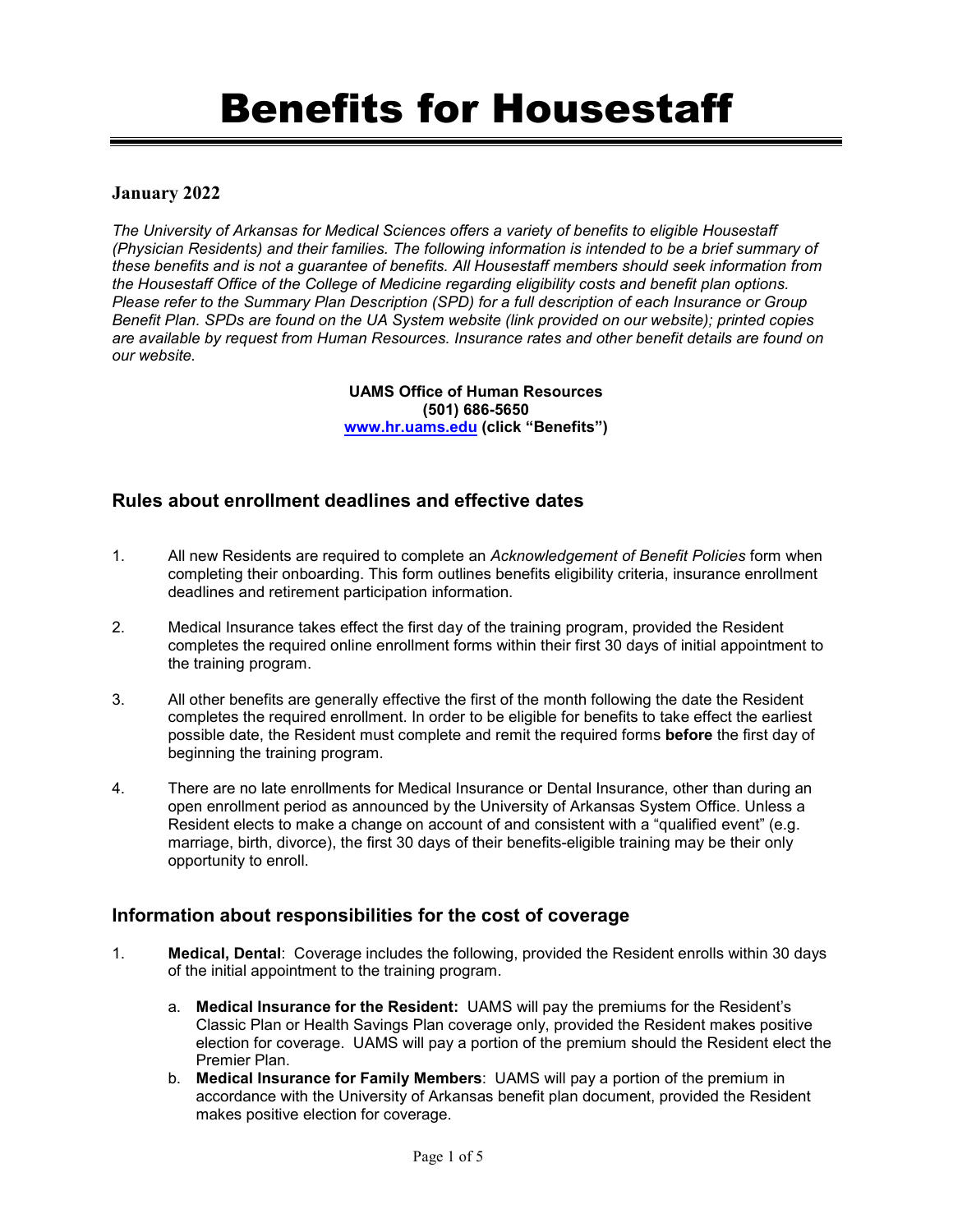# Benefits for Housestaff

**January 2022**

*The University of Arkansas for Medical Sciences offers a variety of benefits to eligible Housestaff (Physician Residents) and their families. The following information is intended to be a brief summary of these benefits and is not a guarantee of benefits. All Housestaff members should seek information from the Housestaff Office of the College of Medicine regarding eligibility costs and benefit plan options. Please refer to the Summary Plan Description (SPD) for a full description of each Insurance or Group Benefit Plan. SPDs are found on the UA System website (link provided on our website); printed copies are available by request from Human Resources. Insurance rates and other benefit details are found on our website.*

**UAMS Office of Human Resources**
**(501) 686-5650**
**www.hr.uams.edu (click "Benefits")**

## Rules about enrollment deadlines and effective dates

1. All new Residents are required to complete an *Acknowledgement of Benefit Policies* form when completing their onboarding. This form outlines benefits eligibility criteria, insurance enrollment deadlines and retirement participation information.

2. Medical Insurance takes effect the first day of the training program, provided the Resident completes the required online enrollment forms within their first 30 days of initial appointment to the training program.

3. All other benefits are generally effective the first of the month following the date the Resident completes the required enrollment. In order to be eligible for benefits to take effect the earliest possible date, the Resident must complete and remit the required forms **before** the first day of beginning the training program.

4. There are no late enrollments for Medical Insurance or Dental Insurance, other than during an open enrollment period as announced by the University of Arkansas System Office. Unless a Resident elects to make a change on account of and consistent with a "qualified event" (e.g. marriage, birth, divorce), the first 30 days of their benefits-eligible training may be their only opportunity to enroll.

## Information about responsibilities for the cost of coverage

1. **Medical, Dental**: Coverage includes the following, provided the Resident enrolls within 30 days of the initial appointment to the training program.

   a. **Medical Insurance for the Resident:** UAMS will pay the premiums for the Resident's Classic Plan or Health Savings Plan coverage only, provided the Resident makes positive election for coverage. UAMS will pay a portion of the premium should the Resident elect the Premier Plan.

   b. **Medical Insurance for Family Members**: UAMS will pay a portion of the premium in accordance with the University of Arkansas benefit plan document, provided the Resident makes positive election for coverage.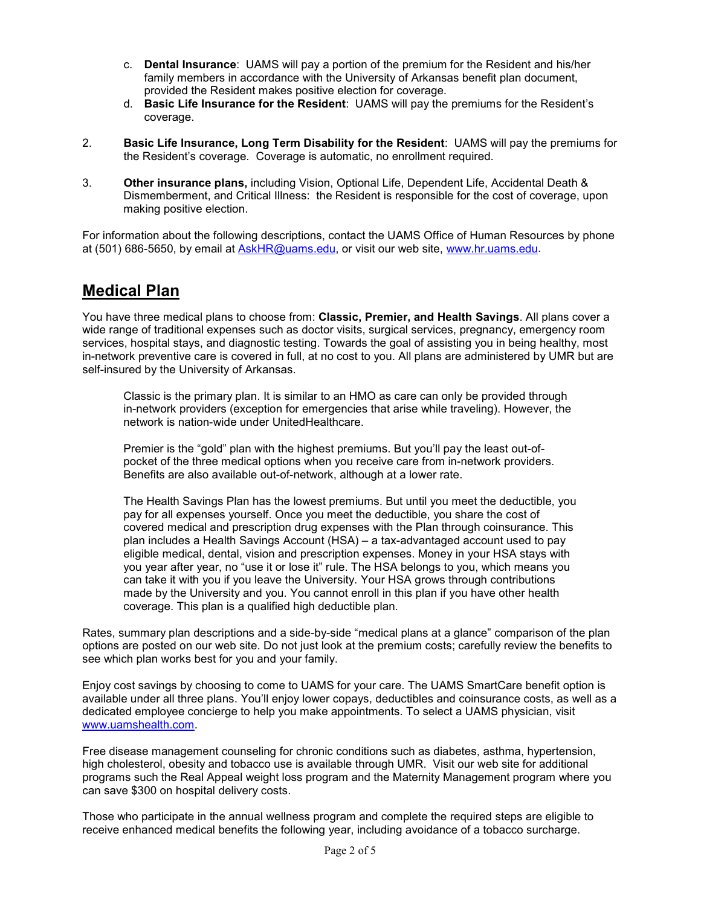c. **Dental Insurance**: UAMS will pay a portion of the premium for the Resident and his/her family members in accordance with the University of Arkansas benefit plan document, provided the Resident makes positive election for coverage.

d. **Basic Life Insurance for the Resident**: UAMS will pay the premiums for the Resident's coverage.

2. **Basic Life Insurance, Long Term Disability for the Resident**: UAMS will pay the premiums for the Resident's coverage. Coverage is automatic, no enrollment required.

3. **Other insurance plans,** including Vision, Optional Life, Dependent Life, Accidental Death & Dismemberment, and Critical Illness: the Resident is responsible for the cost of coverage, upon making positive election.

For information about the following descriptions, contact the UAMS Office of Human Resources by phone at (501) 686-5650, by email at AskHR@uams.edu, or visit our web site, www.hr.uams.edu.

## Medical Plan

You have three medical plans to choose from: **Classic, Premier, and Health Savings**. All plans cover a wide range of traditional expenses such as doctor visits, surgical services, pregnancy, emergency room services, hospital stays, and diagnostic testing. Towards the goal of assisting you in being healthy, most in-network preventive care is covered in full, at no cost to you. All plans are administered by UMR but are self-insured by the University of Arkansas.

Classic is the primary plan. It is similar to an HMO as care can only be provided through in-network providers (exception for emergencies that arise while traveling). However, the network is nation-wide under UnitedHealthcare.

Premier is the "gold" plan with the highest premiums. But you'll pay the least out-of-pocket of the three medical options when you receive care from in-network providers. Benefits are also available out-of-network, although at a lower rate.

The Health Savings Plan has the lowest premiums. But until you meet the deductible, you pay for all expenses yourself. Once you meet the deductible, you share the cost of covered medical and prescription drug expenses with the Plan through coinsurance. This plan includes a Health Savings Account (HSA) – a tax-advantaged account used to pay eligible medical, dental, vision and prescription expenses. Money in your HSA stays with you year after year, no "use it or lose it" rule. The HSA belongs to you, which means you can take it with you if you leave the University. Your HSA grows through contributions made by the University and you. You cannot enroll in this plan if you have other health coverage. This plan is a qualified high deductible plan.

Rates, summary plan descriptions and a side-by-side "medical plans at a glance" comparison of the plan options are posted on our web site. Do not just look at the premium costs; carefully review the benefits to see which plan works best for you and your family.

Enjoy cost savings by choosing to come to UAMS for your care. The UAMS SmartCare benefit option is available under all three plans. You'll enjoy lower copays, deductibles and coinsurance costs, as well as a dedicated employee concierge to help you make appointments. To select a UAMS physician, visit www.uamshealth.com.

Free disease management counseling for chronic conditions such as diabetes, asthma, hypertension, high cholesterol, obesity and tobacco use is available through UMR. Visit our web site for additional programs such the Real Appeal weight loss program and the Maternity Management program where you can save $300 on hospital delivery costs.

Those who participate in the annual wellness program and complete the required steps are eligible to receive enhanced medical benefits the following year, including avoidance of a tobacco surcharge.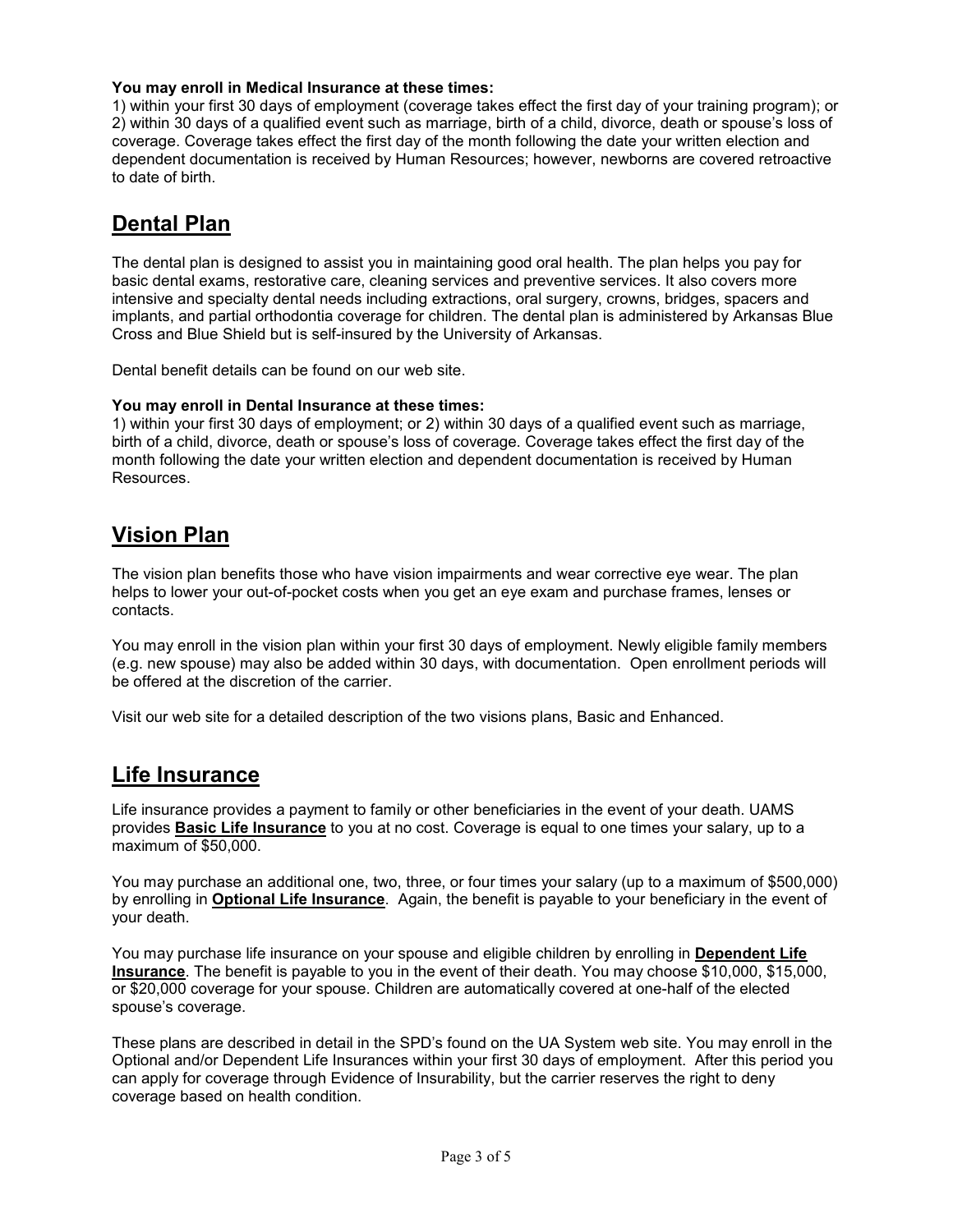**You may enroll in Medical Insurance at these times:**
1) within your first 30 days of employment (coverage takes effect the first day of your training program); or 2) within 30 days of a qualified event such as marriage, birth of a child, divorce, death or spouse's loss of coverage. Coverage takes effect the first day of the month following the date your written election and dependent documentation is received by Human Resources; however, newborns are covered retroactive to date of birth.

## Dental Plan

The dental plan is designed to assist you in maintaining good oral health. The plan helps you pay for basic dental exams, restorative care, cleaning services and preventive services. It also covers more intensive and specialty dental needs including extractions, oral surgery, crowns, bridges, spacers and implants, and partial orthodontia coverage for children. The dental plan is administered by Arkansas Blue Cross and Blue Shield but is self-insured by the University of Arkansas.

Dental benefit details can be found on our web site.

**You may enroll in Dental Insurance at these times:**
1) within your first 30 days of employment; or 2) within 30 days of a qualified event such as marriage, birth of a child, divorce, death or spouse's loss of coverage. Coverage takes effect the first day of the month following the date your written election and dependent documentation is received by Human Resources.

## Vision Plan

The vision plan benefits those who have vision impairments and wear corrective eye wear. The plan helps to lower your out-of-pocket costs when you get an eye exam and purchase frames, lenses or contacts.

You may enroll in the vision plan within your first 30 days of employment. Newly eligible family members (e.g. new spouse) may also be added within 30 days, with documentation. Open enrollment periods will be offered at the discretion of the carrier.

Visit our web site for a detailed description of the two visions plans, Basic and Enhanced.

## Life Insurance

Life insurance provides a payment to family or other beneficiaries in the event of your death. UAMS provides **Basic Life Insurance** to you at no cost. Coverage is equal to one times your salary, up to a maximum of $50,000.

You may purchase an additional one, two, three, or four times your salary (up to a maximum of $500,000) by enrolling in **Optional Life Insurance**. Again, the benefit is payable to your beneficiary in the event of your death.

You may purchase life insurance on your spouse and eligible children by enrolling in **Dependent Life Insurance**. The benefit is payable to you in the event of their death. You may choose $10,000, $15,000, or $20,000 coverage for your spouse. Children are automatically covered at one-half of the elected spouse's coverage.

These plans are described in detail in the SPD's found on the UA System web site. You may enroll in the Optional and/or Dependent Life Insurances within your first 30 days of employment. After this period you can apply for coverage through Evidence of Insurability, but the carrier reserves the right to deny coverage based on health condition.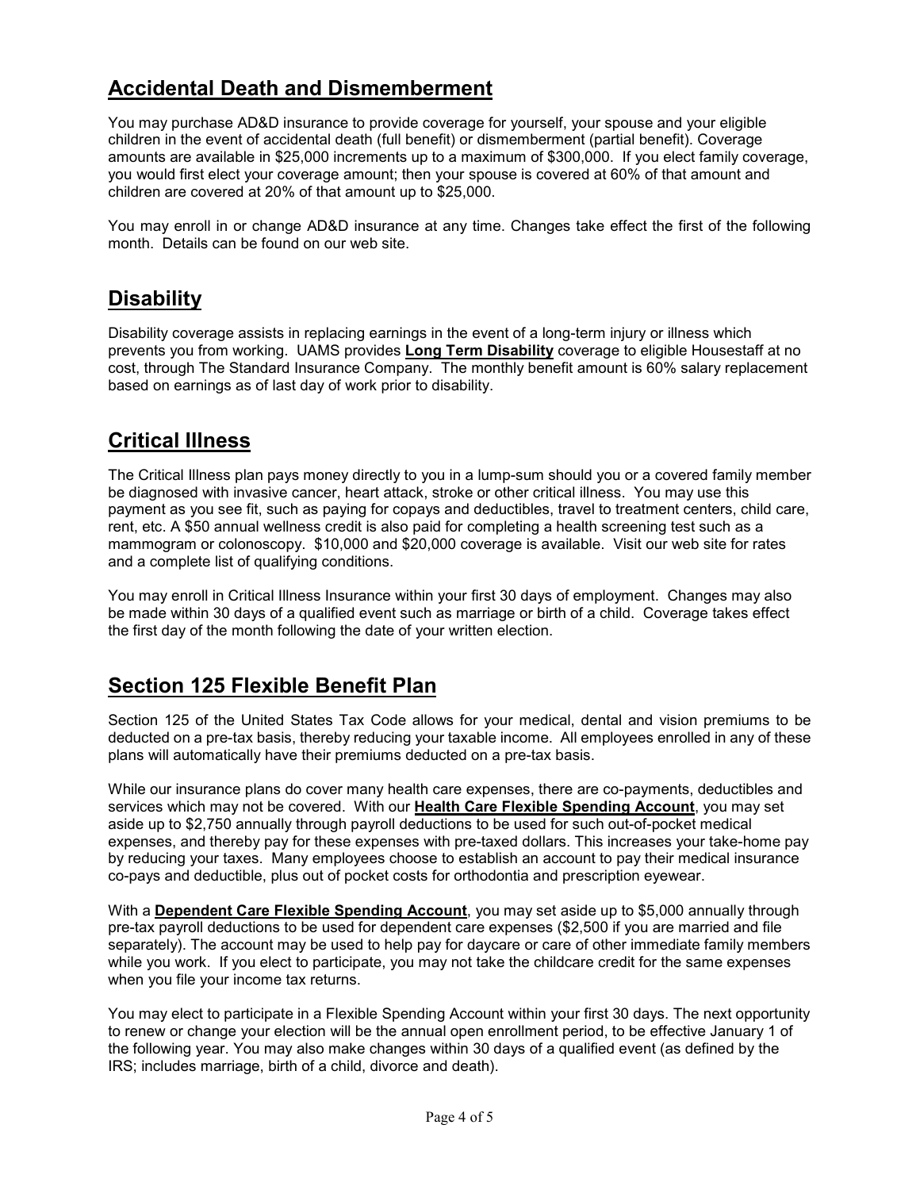## Accidental Death and Dismemberment

You may purchase AD&D insurance to provide coverage for yourself, your spouse and your eligible children in the event of accidental death (full benefit) or dismemberment (partial benefit). Coverage amounts are available in $25,000 increments up to a maximum of $300,000. If you elect family coverage, you would first elect your coverage amount; then your spouse is covered at 60% of that amount and children are covered at 20% of that amount up to $25,000.

You may enroll in or change AD&D insurance at any time. Changes take effect the first of the following month. Details can be found on our web site.

## Disability

Disability coverage assists in replacing earnings in the event of a long-term injury or illness which prevents you from working. UAMS provides **Long Term Disability** coverage to eligible Housestaff at no cost, through The Standard Insurance Company. The monthly benefit amount is 60% salary replacement based on earnings as of last day of work prior to disability.

## Critical Illness

The Critical Illness plan pays money directly to you in a lump-sum should you or a covered family member be diagnosed with invasive cancer, heart attack, stroke or other critical illness. You may use this payment as you see fit, such as paying for copays and deductibles, travel to treatment centers, child care, rent, etc. A $50 annual wellness credit is also paid for completing a health screening test such as a mammogram or colonoscopy. $10,000 and $20,000 coverage is available. Visit our web site for rates and a complete list of qualifying conditions.

You may enroll in Critical Illness Insurance within your first 30 days of employment. Changes may also be made within 30 days of a qualified event such as marriage or birth of a child. Coverage takes effect the first day of the month following the date of your written election.

## Section 125 Flexible Benefit Plan

Section 125 of the United States Tax Code allows for your medical, dental and vision premiums to be deducted on a pre-tax basis, thereby reducing your taxable income. All employees enrolled in any of these plans will automatically have their premiums deducted on a pre-tax basis.

While our insurance plans do cover many health care expenses, there are co-payments, deductibles and services which may not be covered. With our **Health Care Flexible Spending Account**, you may set aside up to $2,750 annually through payroll deductions to be used for such out-of-pocket medical expenses, and thereby pay for these expenses with pre-taxed dollars. This increases your take-home pay by reducing your taxes. Many employees choose to establish an account to pay their medical insurance co-pays and deductible, plus out of pocket costs for orthodontia and prescription eyewear.

With a **Dependent Care Flexible Spending Account**, you may set aside up to $5,000 annually through pre-tax payroll deductions to be used for dependent care expenses ($2,500 if you are married and file separately). The account may be used to help pay for daycare or care of other immediate family members while you work. If you elect to participate, you may not take the childcare credit for the same expenses when you file your income tax returns.

You may elect to participate in a Flexible Spending Account within your first 30 days. The next opportunity to renew or change your election will be the annual open enrollment period, to be effective January 1 of the following year. You may also make changes within 30 days of a qualified event (as defined by the IRS; includes marriage, birth of a child, divorce and death).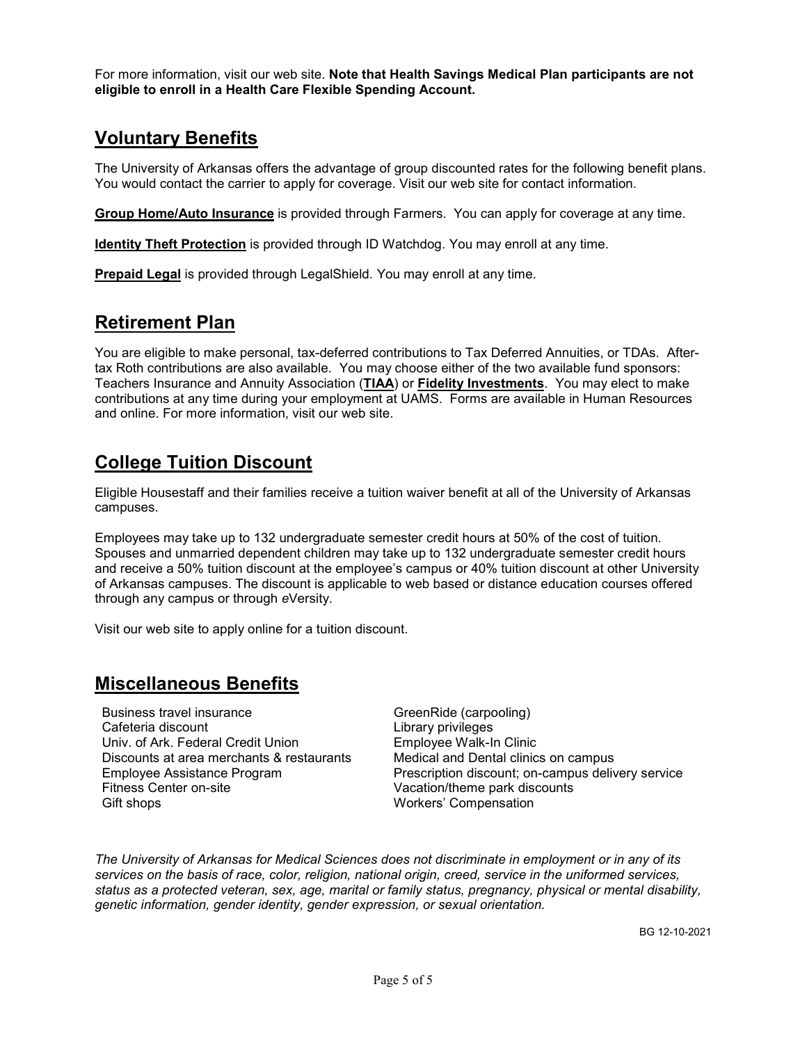For more information, visit our web site. **Note that Health Savings Medical Plan participants are not eligible to enroll in a Health Care Flexible Spending Account.**

## Voluntary Benefits

The University of Arkansas offers the advantage of group discounted rates for the following benefit plans. You would contact the carrier to apply for coverage. Visit our web site for contact information.

**Group Home/Auto Insurance** is provided through Farmers. You can apply for coverage at any time.

**Identity Theft Protection** is provided through ID Watchdog. You may enroll at any time.

**Prepaid Legal** is provided through LegalShield. You may enroll at any time.

## Retirement Plan

You are eligible to make personal, tax-deferred contributions to Tax Deferred Annuities, or TDAs. After-tax Roth contributions are also available. You may choose either of the two available fund sponsors: Teachers Insurance and Annuity Association (**TIAA**) or **Fidelity Investments**. You may elect to make contributions at any time during your employment at UAMS. Forms are available in Human Resources and online. For more information, visit our web site.

## College Tuition Discount

Eligible Housestaff and their families receive a tuition waiver benefit at all of the University of Arkansas campuses.

Employees may take up to 132 undergraduate semester credit hours at 50% of the cost of tuition. Spouses and unmarried dependent children may take up to 132 undergraduate semester credit hours and receive a 50% tuition discount at the employee's campus or 40% tuition discount at other University of Arkansas campuses. The discount is applicable to web based or distance education courses offered through any campus or through *e*Versity.

Visit our web site to apply online for a tuition discount.

## Miscellaneous Benefits

- Business travel insurance
- Cafeteria discount
- Univ. of Ark. Federal Credit Union
- Discounts at area merchants & restaurants
- Employee Assistance Program
- Fitness Center on-site
- Gift shops
- GreenRide (carpooling)
- Library privileges
- Employee Walk-In Clinic
- Medical and Dental clinics on campus
- Prescription discount; on-campus delivery service
- Vacation/theme park discounts
- Workers' Compensation

*The University of Arkansas for Medical Sciences does not discriminate in employment or in any of its services on the basis of race, color, religion, national origin, creed, service in the uniformed services, status as a protected veteran, sex, age, marital or family status, pregnancy, physical or mental disability, genetic information, gender identity, gender expression, or sexual orientation.*

BG 12-10-2021